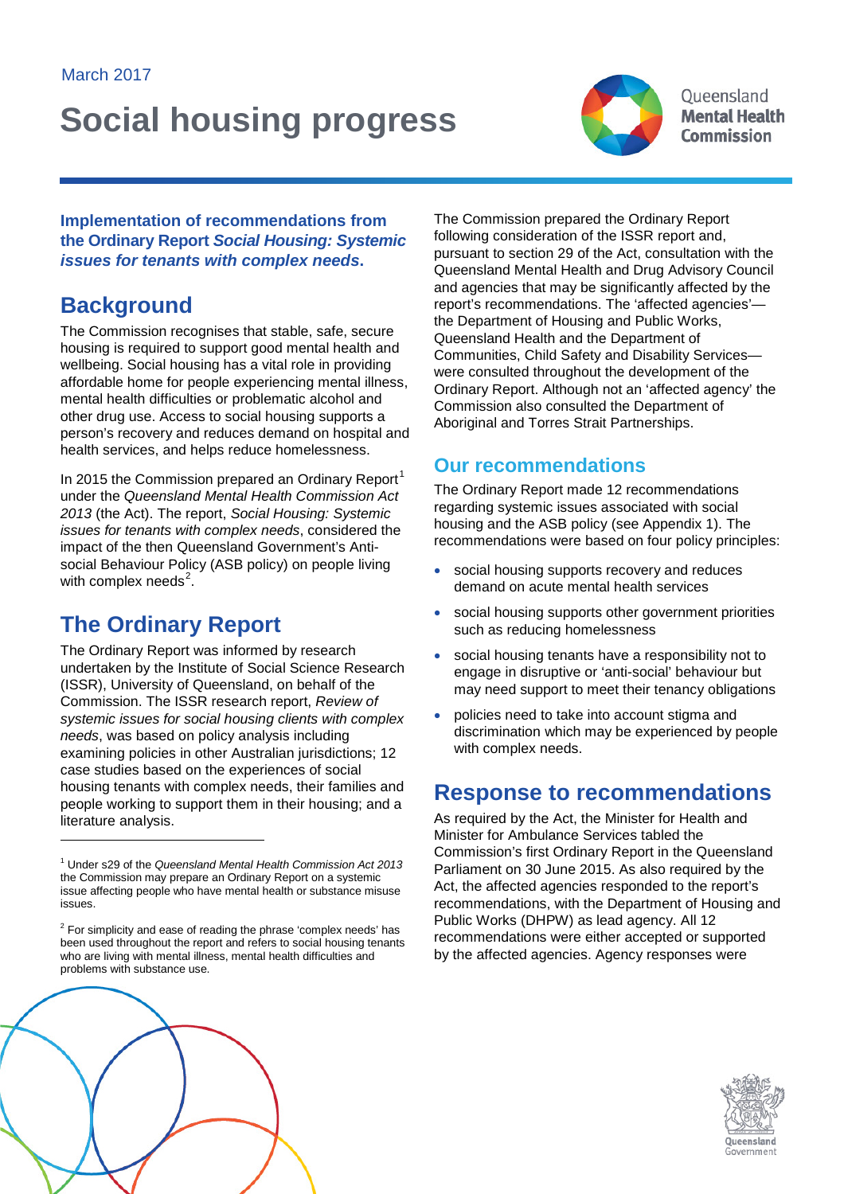March 2017

# Social housing progress

Queensland **Mental Health Commission**

**Implementation of recommendations from the Ordinary Report *Social Housing: Systemic issues for tenants with complex needs*.**

## Background

The Commission recognises that stable, safe, secure housing is required to support good mental health and wellbeing. Social housing has a vital role in providing affordable home for people experiencing mental illness, mental health difficulties or problematic alcohol and other drug use. Access to social housing supports a person's recovery and reduces demand on hospital and health services, and helps reduce homelessness.

In 2015 the Commission prepared an Ordinary Report[1] under the *Queensland Mental Health Commission Act 2013* (the Act). The report, *Social Housing: Systemic issues for tenants with complex needs*, considered the impact of the then Queensland Government's Anti-social Behaviour Policy (ASB policy) on people living with complex needs[2].

## The Ordinary Report

The Ordinary Report was informed by research undertaken by the Institute of Social Science Research (ISSR), University of Queensland, on behalf of the Commission. The ISSR research report, *Review of systemic issues for social housing clients with complex needs*, was based on policy analysis including examining policies in other Australian jurisdictions; 12 case studies based on the experiences of social housing tenants with complex needs, their families and people working to support them in their housing; and a literature analysis.

The Commission prepared the Ordinary Report following consideration of the ISSR report and, pursuant to section 29 of the Act, consultation with the Queensland Mental Health and Drug Advisory Council and agencies that may be significantly affected by the report's recommendations. The 'affected agencies'—the Department of Housing and Public Works, Queensland Health and the Department of Communities, Child Safety and Disability Services—were consulted throughout the development of the Ordinary Report. Although not an 'affected agency' the Commission also consulted the Department of Aboriginal and Torres Strait Partnerships.

## Our recommendations

The Ordinary Report made 12 recommendations regarding systemic issues associated with social housing and the ASB policy (see Appendix 1). The recommendations were based on four policy principles:

- social housing supports recovery and reduces demand on acute mental health services
- social housing supports other government priorities such as reducing homelessness
- social housing tenants have a responsibility not to engage in disruptive or 'anti-social' behaviour but may need support to meet their tenancy obligations
- policies need to take into account stigma and discrimination which may be experienced by people with complex needs.

## Response to recommendations

As required by the Act, the Minister for Health and Minister for Ambulance Services tabled the Commission's first Ordinary Report in the Queensland Parliament on 30 June 2015. As also required by the Act, the affected agencies responded to the report's recommendations, with the Department of Housing and Public Works (DHPW) as lead agency. All 12 recommendations were either accepted or supported by the affected agencies. Agency responses were

---

[1] Under s29 of the *Queensland Mental Health Commission Act 2013* the Commission may prepare an Ordinary Report on a systemic issue affecting people who have mental health or substance misuse issues.

[2] For simplicity and ease of reading the phrase 'complex needs' has been used throughout the report and refers to social housing tenants who are living with mental illness, mental health difficulties and problems with substance use.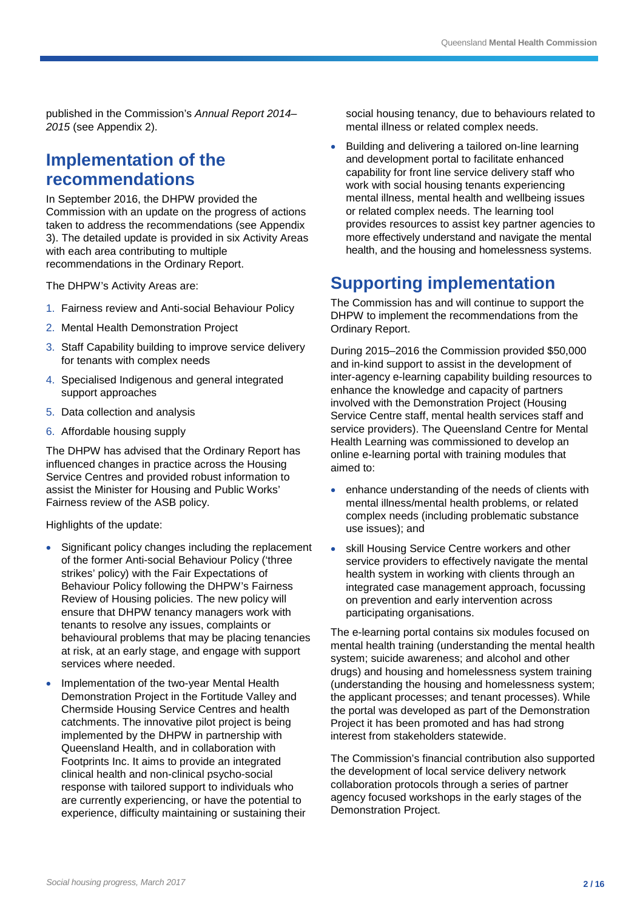published in the Commission's *Annual Report 2014–2015* (see Appendix 2).

## Implementation of the recommendations

In September 2016, the DHPW provided the Commission with an update on the progress of actions taken to address the recommendations (see Appendix 3). The detailed update is provided in six Activity Areas with each area contributing to multiple recommendations in the Ordinary Report.

The DHPW's Activity Areas are:

1. Fairness review and Anti-social Behaviour Policy
2. Mental Health Demonstration Project
3. Staff Capability building to improve service delivery for tenants with complex needs
4. Specialised Indigenous and general integrated support approaches
5. Data collection and analysis
6. Affordable housing supply

The DHPW has advised that the Ordinary Report has influenced changes in practice across the Housing Service Centres and provided robust information to assist the Minister for Housing and Public Works' Fairness review of the ASB policy.

Highlights of the update:

- Significant policy changes including the replacement of the former Anti-social Behaviour Policy ('three strikes' policy) with the Fair Expectations of Behaviour Policy following the DHPW's Fairness Review of Housing policies. The new policy will ensure that DHPW tenancy managers work with tenants to resolve any issues, complaints or behavioural problems that may be placing tenancies at risk, at an early stage, and engage with support services where needed.
- Implementation of the two-year Mental Health Demonstration Project in the Fortitude Valley and Chermside Housing Service Centres and health catchments. The innovative pilot project is being implemented by the DHPW in partnership with Queensland Health, and in collaboration with Footprints Inc. It aims to provide an integrated clinical health and non-clinical psycho-social response with tailored support to individuals who are currently experiencing, or have the potential to experience, difficulty maintaining or sustaining their social housing tenancy, due to behaviours related to mental illness or related complex needs.
- Building and delivering a tailored on-line learning and development portal to facilitate enhanced capability for front line service delivery staff who work with social housing tenants experiencing mental illness, mental health and wellbeing issues or related complex needs. The learning tool provides resources to assist key partner agencies to more effectively understand and navigate the mental health, and the housing and homelessness systems.

## Supporting implementation

The Commission has and will continue to support the DHPW to implement the recommendations from the Ordinary Report.

During 2015–2016 the Commission provided $50,000 and in-kind support to assist in the development of inter-agency e-learning capability building resources to enhance the knowledge and capacity of partners involved with the Demonstration Project (Housing Service Centre staff, mental health services staff and service providers). The Queensland Centre for Mental Health Learning was commissioned to develop an online e-learning portal with training modules that aimed to:

- enhance understanding of the needs of clients with mental illness/mental health problems, or related complex needs (including problematic substance use issues); and
- skill Housing Service Centre workers and other service providers to effectively navigate the mental health system in working with clients through an integrated case management approach, focussing on prevention and early intervention across participating organisations.

The e-learning portal contains six modules focused on mental health training (understanding the mental health system; suicide awareness; and alcohol and other drugs) and housing and homelessness system training (understanding the housing and homelessness system; the applicant processes; and tenant processes). While the portal was developed as part of the Demonstration Project it has been promoted and has had strong interest from stakeholders statewide.

The Commission's financial contribution also supported the development of local service delivery network collaboration protocols through a series of partner agency focused workshops in the early stages of the Demonstration Project.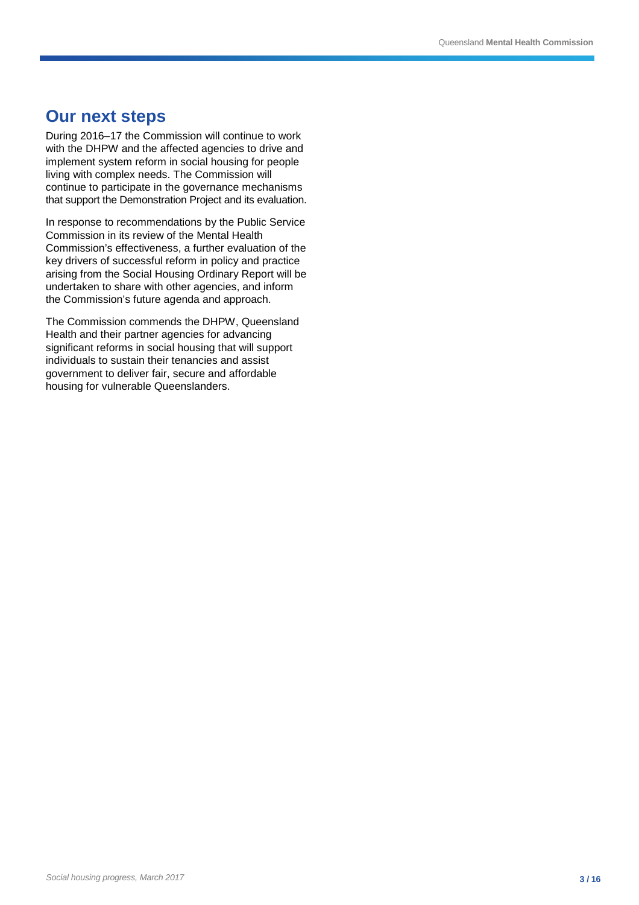## Our next steps

During 2016–17 the Commission will continue to work with the DHPW and the affected agencies to drive and implement system reform in social housing for people living with complex needs. The Commission will continue to participate in the governance mechanisms that support the Demonstration Project and its evaluation.

In response to recommendations by the Public Service Commission in its review of the Mental Health Commission's effectiveness, a further evaluation of the key drivers of successful reform in policy and practice arising from the Social Housing Ordinary Report will be undertaken to share with other agencies, and inform the Commission's future agenda and approach.

The Commission commends the DHPW, Queensland Health and their partner agencies for advancing significant reforms in social housing that will support individuals to sustain their tenancies and assist government to deliver fair, secure and affordable housing for vulnerable Queenslanders.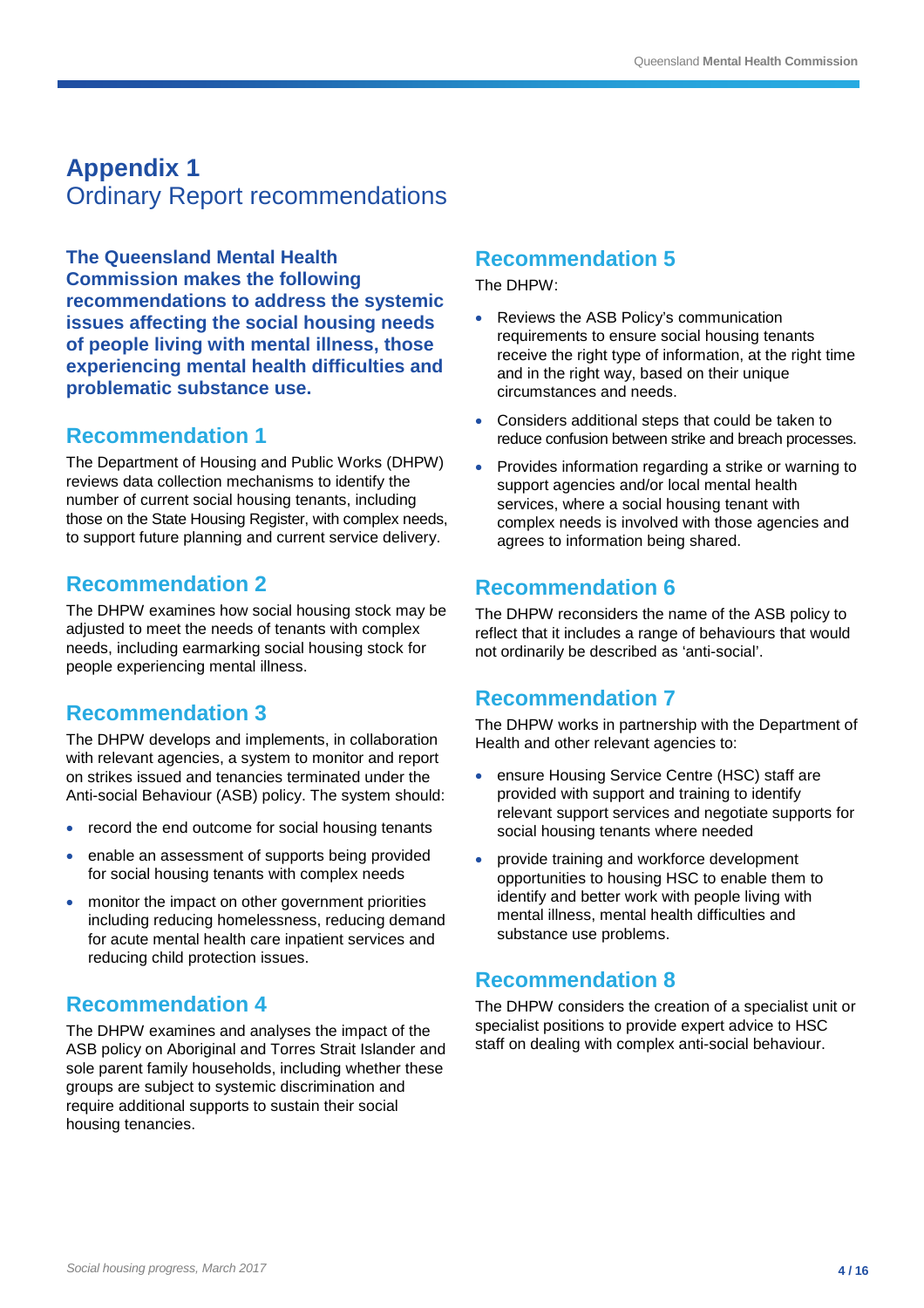# Appendix 1
## Ordinary Report recommendations

**The Queensland Mental Health Commission makes the following recommendations to address the systemic issues affecting the social housing needs of people living with mental illness, those experiencing mental health difficulties and problematic substance use.**

### Recommendation 1

The Department of Housing and Public Works (DHPW) reviews data collection mechanisms to identify the number of current social housing tenants, including those on the State Housing Register, with complex needs, to support future planning and current service delivery.

### Recommendation 2

The DHPW examines how social housing stock may be adjusted to meet the needs of tenants with complex needs, including earmarking social housing stock for people experiencing mental illness.

### Recommendation 3

The DHPW develops and implements, in collaboration with relevant agencies, a system to monitor and report on strikes issued and tenancies terminated under the Anti-social Behaviour (ASB) policy. The system should:

- record the end outcome for social housing tenants
- enable an assessment of supports being provided for social housing tenants with complex needs
- monitor the impact on other government priorities including reducing homelessness, reducing demand for acute mental health care inpatient services and reducing child protection issues.

### Recommendation 4

The DHPW examines and analyses the impact of the ASB policy on Aboriginal and Torres Strait Islander and sole parent family households, including whether these groups are subject to systemic discrimination and require additional supports to sustain their social housing tenancies.

### Recommendation 5

The DHPW:

- Reviews the ASB Policy's communication requirements to ensure social housing tenants receive the right type of information, at the right time and in the right way, based on their unique circumstances and needs.
- Considers additional steps that could be taken to reduce confusion between strike and breach processes.
- Provides information regarding a strike or warning to support agencies and/or local mental health services, where a social housing tenant with complex needs is involved with those agencies and agrees to information being shared.

### Recommendation 6

The DHPW reconsiders the name of the ASB policy to reflect that it includes a range of behaviours that would not ordinarily be described as 'anti-social'.

### Recommendation 7

The DHPW works in partnership with the Department of Health and other relevant agencies to:

- ensure Housing Service Centre (HSC) staff are provided with support and training to identify relevant support services and negotiate supports for social housing tenants where needed
- provide training and workforce development opportunities to housing HSC to enable them to identify and better work with people living with mental illness, mental health difficulties and substance use problems.

### Recommendation 8

The DHPW considers the creation of a specialist unit or specialist positions to provide expert advice to HSC staff on dealing with complex anti-social behaviour.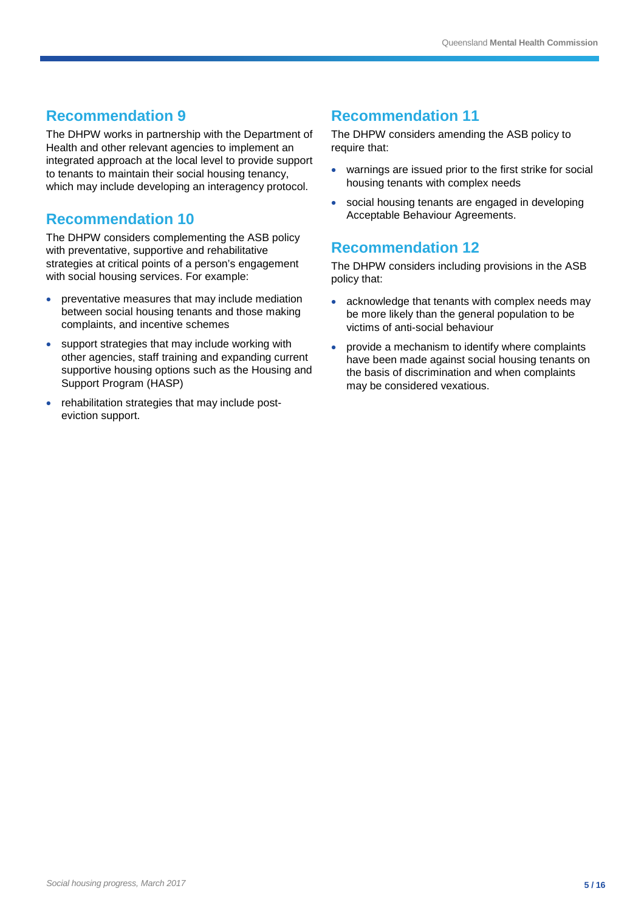## Recommendation 9

The DHPW works in partnership with the Department of Health and other relevant agencies to implement an integrated approach at the local level to provide support to tenants to maintain their social housing tenancy, which may include developing an interagency protocol.

## Recommendation 10

The DHPW considers complementing the ASB policy with preventative, supportive and rehabilitative strategies at critical points of a person's engagement with social housing services. For example:

- preventative measures that may include mediation between social housing tenants and those making complaints, and incentive schemes
- support strategies that may include working with other agencies, staff training and expanding current supportive housing options such as the Housing and Support Program (HASP)
- rehabilitation strategies that may include post-eviction support.

## Recommendation 11

The DHPW considers amending the ASB policy to require that:

- warnings are issued prior to the first strike for social housing tenants with complex needs
- social housing tenants are engaged in developing Acceptable Behaviour Agreements.

## Recommendation 12

The DHPW considers including provisions in the ASB policy that:

- acknowledge that tenants with complex needs may be more likely than the general population to be victims of anti-social behaviour
- provide a mechanism to identify where complaints have been made against social housing tenants on the basis of discrimination and when complaints may be considered vexatious.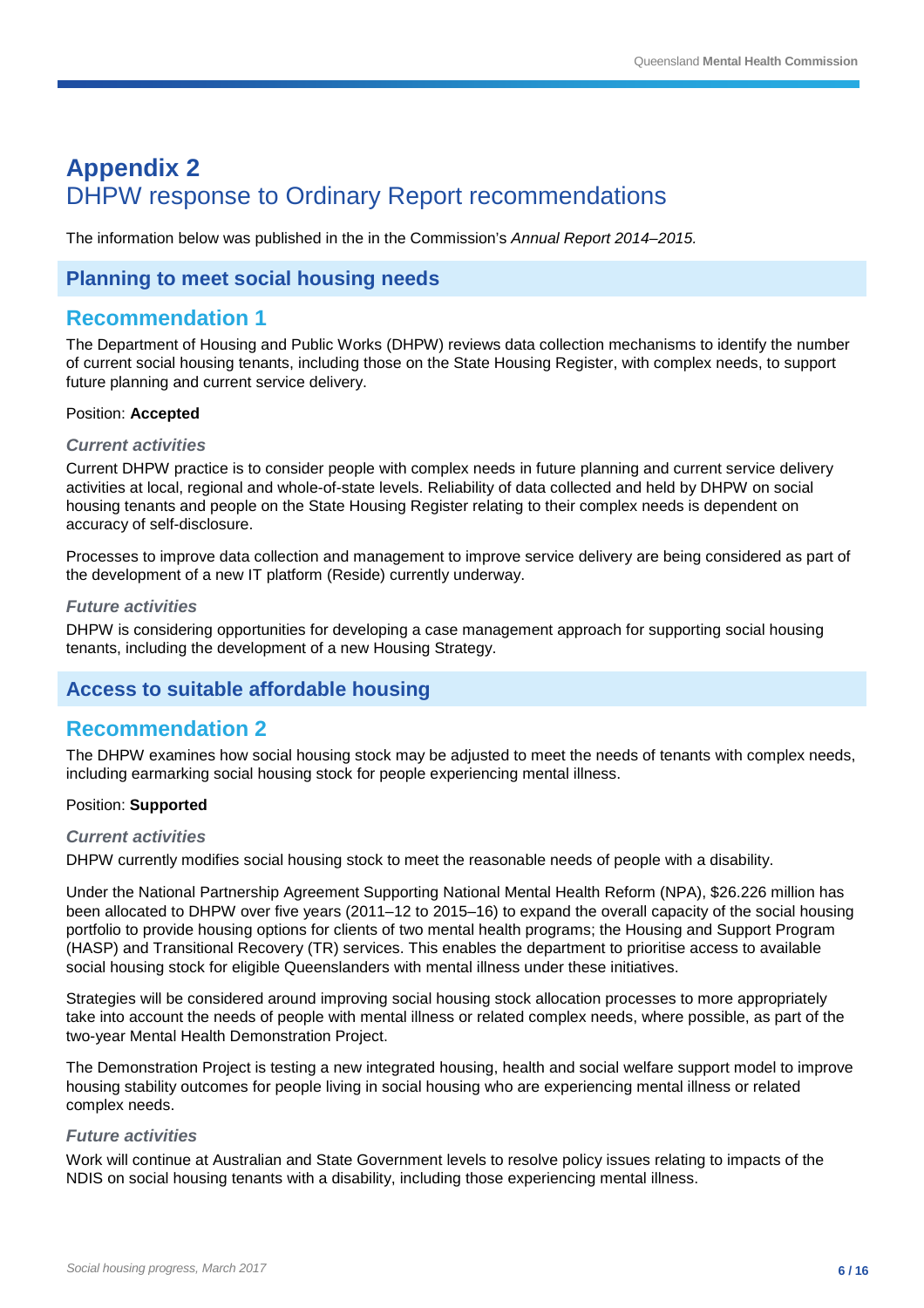# Appendix 2
## DHPW response to Ordinary Report recommendations

The information below was published in the in the Commission's *Annual Report 2014–2015.*

## Planning to meet social housing needs

### Recommendation 1

The Department of Housing and Public Works (DHPW) reviews data collection mechanisms to identify the number of current social housing tenants, including those on the State Housing Register, with complex needs, to support future planning and current service delivery.

Position: **Accepted**

#### *Current activities*

Current DHPW practice is to consider people with complex needs in future planning and current service delivery activities at local, regional and whole-of-state levels. Reliability of data collected and held by DHPW on social housing tenants and people on the State Housing Register relating to their complex needs is dependent on accuracy of self-disclosure.

Processes to improve data collection and management to improve service delivery are being considered as part of the development of a new IT platform (Reside) currently underway.

#### *Future activities*

DHPW is considering opportunities for developing a case management approach for supporting social housing tenants, including the development of a new Housing Strategy.

## Access to suitable affordable housing

### Recommendation 2

The DHPW examines how social housing stock may be adjusted to meet the needs of tenants with complex needs, including earmarking social housing stock for people experiencing mental illness.

Position: **Supported**

#### *Current activities*

DHPW currently modifies social housing stock to meet the reasonable needs of people with a disability.

Under the National Partnership Agreement Supporting National Mental Health Reform (NPA), $26.226 million has been allocated to DHPW over five years (2011–12 to 2015–16) to expand the overall capacity of the social housing portfolio to provide housing options for clients of two mental health programs; the Housing and Support Program (HASP) and Transitional Recovery (TR) services. This enables the department to prioritise access to available social housing stock for eligible Queenslanders with mental illness under these initiatives.

Strategies will be considered around improving social housing stock allocation processes to more appropriately take into account the needs of people with mental illness or related complex needs, where possible, as part of the two-year Mental Health Demonstration Project.

The Demonstration Project is testing a new integrated housing, health and social welfare support model to improve housing stability outcomes for people living in social housing who are experiencing mental illness or related complex needs.

#### *Future activities*

Work will continue at Australian and State Government levels to resolve policy issues relating to impacts of the NDIS on social housing tenants with a disability, including those experiencing mental illness.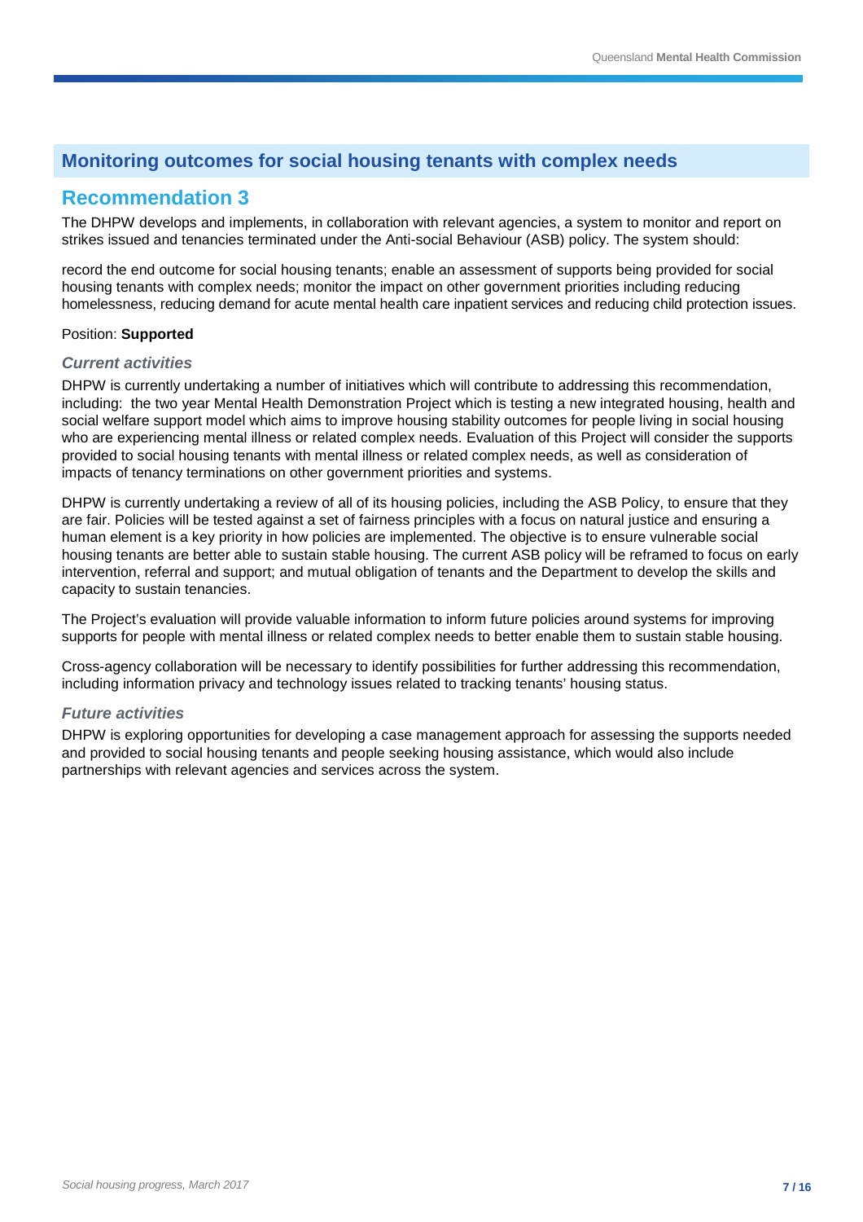## Monitoring outcomes for social housing tenants with complex needs

## Recommendation 3

The DHPW develops and implements, in collaboration with relevant agencies, a system to monitor and report on strikes issued and tenancies terminated under the Anti-social Behaviour (ASB) policy. The system should:

record the end outcome for social housing tenants; enable an assessment of supports being provided for social housing tenants with complex needs; monitor the impact on other government priorities including reducing homelessness, reducing demand for acute mental health care inpatient services and reducing child protection issues.

Position: **Supported**

### *Current activities*

DHPW is currently undertaking a number of initiatives which will contribute to addressing this recommendation, including: the two year Mental Health Demonstration Project which is testing a new integrated housing, health and social welfare support model which aims to improve housing stability outcomes for people living in social housing who are experiencing mental illness or related complex needs. Evaluation of this Project will consider the supports provided to social housing tenants with mental illness or related complex needs, as well as consideration of impacts of tenancy terminations on other government priorities and systems.

DHPW is currently undertaking a review of all of its housing policies, including the ASB Policy, to ensure that they are fair. Policies will be tested against a set of fairness principles with a focus on natural justice and ensuring a human element is a key priority in how policies are implemented. The objective is to ensure vulnerable social housing tenants are better able to sustain stable housing. The current ASB policy will be reframed to focus on early intervention, referral and support; and mutual obligation of tenants and the Department to develop the skills and capacity to sustain tenancies.

The Project's evaluation will provide valuable information to inform future policies around systems for improving supports for people with mental illness or related complex needs to better enable them to sustain stable housing.

Cross-agency collaboration will be necessary to identify possibilities for further addressing this recommendation, including information privacy and technology issues related to tracking tenants' housing status.

### *Future activities*

DHPW is exploring opportunities for developing a case management approach for assessing the supports needed and provided to social housing tenants and people seeking housing assistance, which would also include partnerships with relevant agencies and services across the system.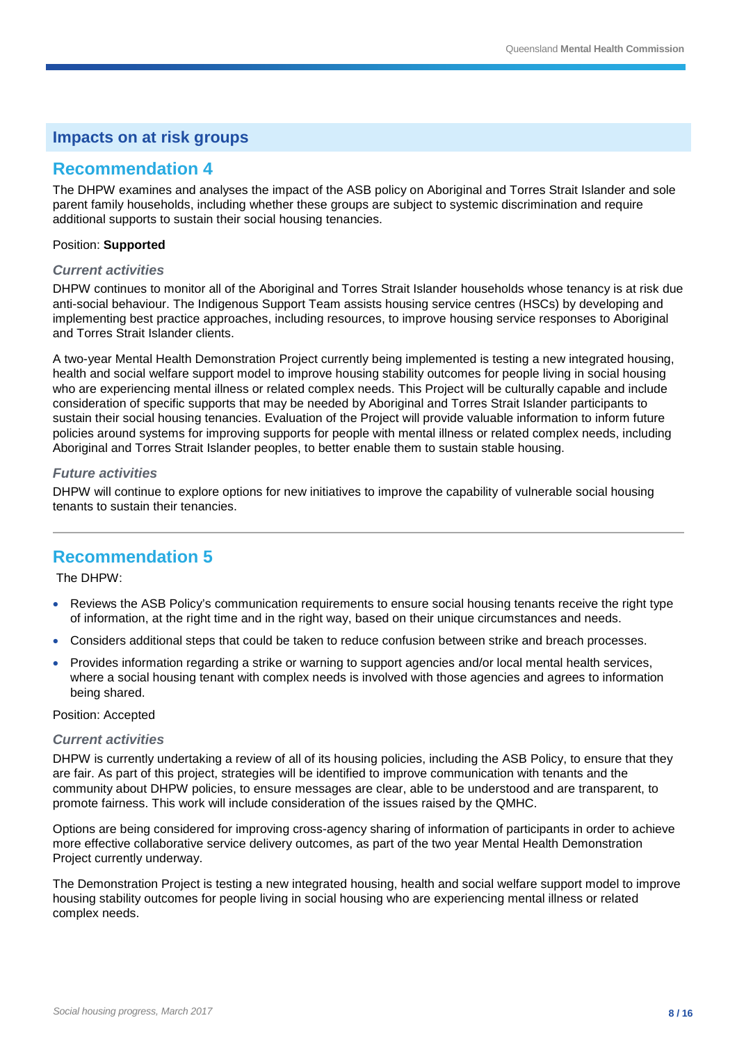## Impacts on at risk groups

### Recommendation 4

The DHPW examines and analyses the impact of the ASB policy on Aboriginal and Torres Strait Islander and sole parent family households, including whether these groups are subject to systemic discrimination and require additional supports to sustain their social housing tenancies.

Position: **Supported**

#### *Current activities*

DHPW continues to monitor all of the Aboriginal and Torres Strait Islander households whose tenancy is at risk due anti-social behaviour. The Indigenous Support Team assists housing service centres (HSCs) by developing and implementing best practice approaches, including resources, to improve housing service responses to Aboriginal and Torres Strait Islander clients.

A two-year Mental Health Demonstration Project currently being implemented is testing a new integrated housing, health and social welfare support model to improve housing stability outcomes for people living in social housing who are experiencing mental illness or related complex needs. This Project will be culturally capable and include consideration of specific supports that may be needed by Aboriginal and Torres Strait Islander participants to sustain their social housing tenancies. Evaluation of the Project will provide valuable information to inform future policies around systems for improving supports for people with mental illness or related complex needs, including Aboriginal and Torres Strait Islander peoples, to better enable them to sustain stable housing.

#### *Future activities*

DHPW will continue to explore options for new initiatives to improve the capability of vulnerable social housing tenants to sustain their tenancies.

---

### Recommendation 5

The DHPW:

- Reviews the ASB Policy's communication requirements to ensure social housing tenants receive the right type of information, at the right time and in the right way, based on their unique circumstances and needs.
- Considers additional steps that could be taken to reduce confusion between strike and breach processes.
- Provides information regarding a strike or warning to support agencies and/or local mental health services, where a social housing tenant with complex needs is involved with those agencies and agrees to information being shared.

Position: Accepted

#### *Current activities*

DHPW is currently undertaking a review of all of its housing policies, including the ASB Policy, to ensure that they are fair. As part of this project, strategies will be identified to improve communication with tenants and the community about DHPW policies, to ensure messages are clear, able to be understood and are transparent, to promote fairness. This work will include consideration of the issues raised by the QMHC.

Options are being considered for improving cross-agency sharing of information of participants in order to achieve more effective collaborative service delivery outcomes, as part of the two year Mental Health Demonstration Project currently underway.

The Demonstration Project is testing a new integrated housing, health and social welfare support model to improve housing stability outcomes for people living in social housing who are experiencing mental illness or related complex needs.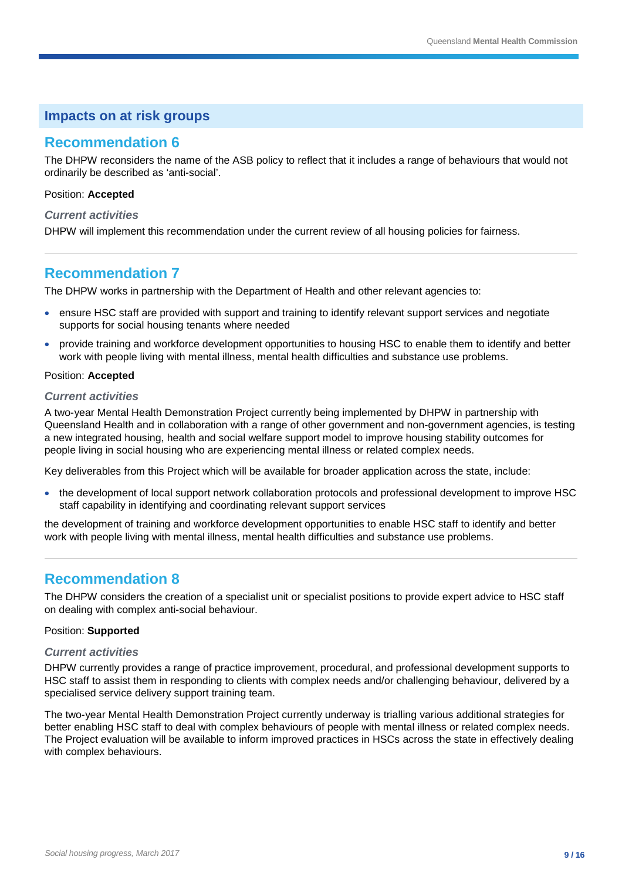## Impacts on at risk groups

### Recommendation 6

The DHPW reconsiders the name of the ASB policy to reflect that it includes a range of behaviours that would not ordinarily be described as 'anti-social'.

Position: **Accepted**

#### *Current activities*

DHPW will implement this recommendation under the current review of all housing policies for fairness.

---

### Recommendation 7

The DHPW works in partnership with the Department of Health and other relevant agencies to:

- ensure HSC staff are provided with support and training to identify relevant support services and negotiate supports for social housing tenants where needed
- provide training and workforce development opportunities to housing HSC to enable them to identify and better work with people living with mental illness, mental health difficulties and substance use problems.

Position: **Accepted**

#### *Current activities*

A two-year Mental Health Demonstration Project currently being implemented by DHPW in partnership with Queensland Health and in collaboration with a range of other government and non-government agencies, is testing a new integrated housing, health and social welfare support model to improve housing stability outcomes for people living in social housing who are experiencing mental illness or related complex needs.

Key deliverables from this Project which will be available for broader application across the state, include:

- the development of local support network collaboration protocols and professional development to improve HSC staff capability in identifying and coordinating relevant support services

the development of training and workforce development opportunities to enable HSC staff to identify and better work with people living with mental illness, mental health difficulties and substance use problems.

---

### Recommendation 8

The DHPW considers the creation of a specialist unit or specialist positions to provide expert advice to HSC staff on dealing with complex anti-social behaviour.

Position: **Supported**

#### *Current activities*

DHPW currently provides a range of practice improvement, procedural, and professional development supports to HSC staff to assist them in responding to clients with complex needs and/or challenging behaviour, delivered by a specialised service delivery support training team.

The two-year Mental Health Demonstration Project currently underway is trialling various additional strategies for better enabling HSC staff to deal with complex behaviours of people with mental illness or related complex needs. The Project evaluation will be available to inform improved practices in HSCs across the state in effectively dealing with complex behaviours.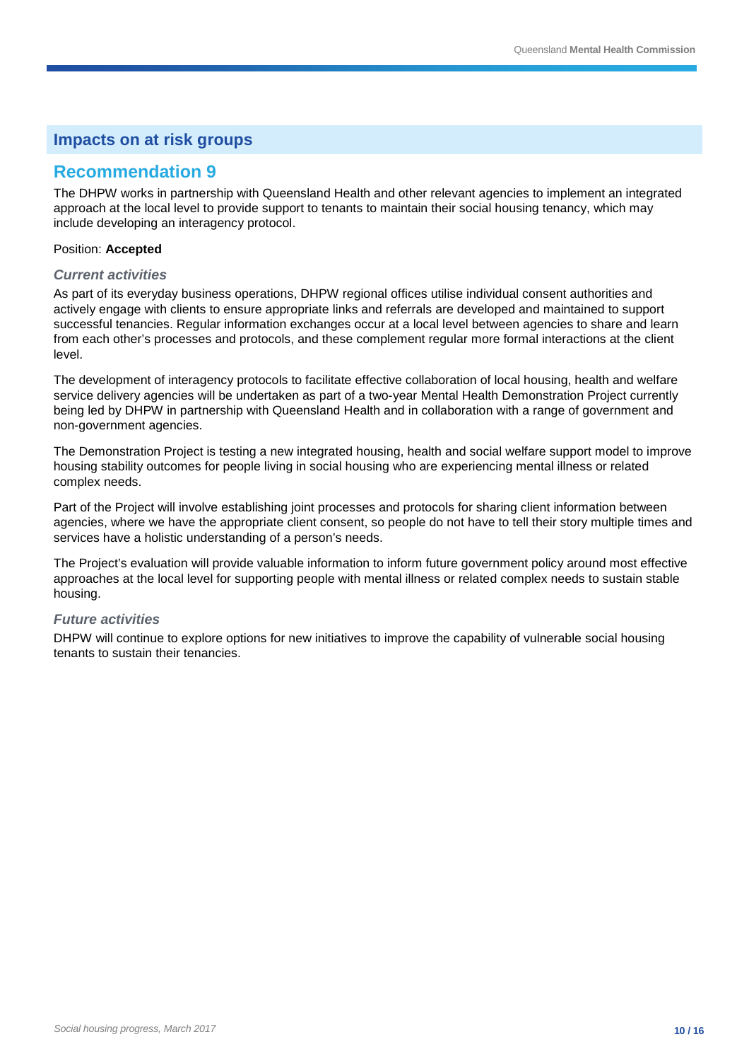## Impacts on at risk groups

# Recommendation 9

The DHPW works in partnership with Queensland Health and other relevant agencies to implement an integrated approach at the local level to provide support to tenants to maintain their social housing tenancy, which may include developing an interagency protocol.

Position: **Accepted**

### *Current activities*

As part of its everyday business operations, DHPW regional offices utilise individual consent authorities and actively engage with clients to ensure appropriate links and referrals are developed and maintained to support successful tenancies. Regular information exchanges occur at a local level between agencies to share and learn from each other's processes and protocols, and these complement regular more formal interactions at the client level.

The development of interagency protocols to facilitate effective collaboration of local housing, health and welfare service delivery agencies will be undertaken as part of a two-year Mental Health Demonstration Project currently being led by DHPW in partnership with Queensland Health and in collaboration with a range of government and non-government agencies.

The Demonstration Project is testing a new integrated housing, health and social welfare support model to improve housing stability outcomes for people living in social housing who are experiencing mental illness or related complex needs.

Part of the Project will involve establishing joint processes and protocols for sharing client information between agencies, where we have the appropriate client consent, so people do not have to tell their story multiple times and services have a holistic understanding of a person's needs.

The Project's evaluation will provide valuable information to inform future government policy around most effective approaches at the local level for supporting people with mental illness or related complex needs to sustain stable housing.

### *Future activities*

DHPW will continue to explore options for new initiatives to improve the capability of vulnerable social housing tenants to sustain their tenancies.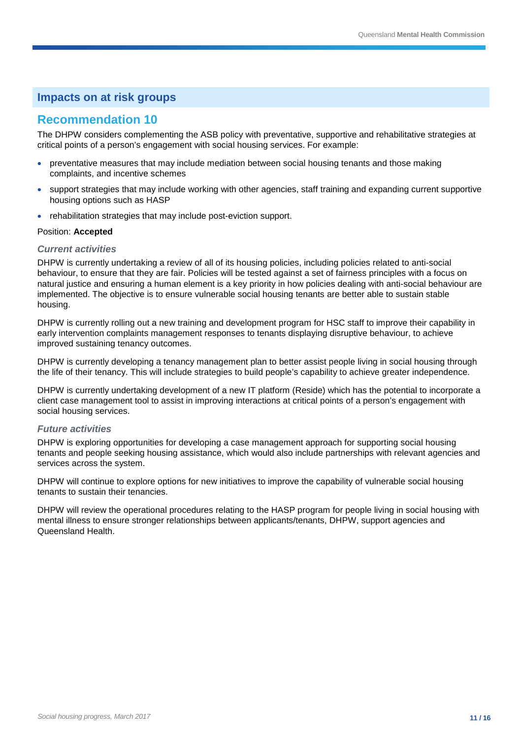## Impacts on at risk groups

## Recommendation 10

The DHPW considers complementing the ASB policy with preventative, supportive and rehabilitative strategies at critical points of a person's engagement with social housing services. For example:

- preventative measures that may include mediation between social housing tenants and those making complaints, and incentive schemes
- support strategies that may include working with other agencies, staff training and expanding current supportive housing options such as HASP
- rehabilitation strategies that may include post-eviction support.

Position: **Accepted**

### *Current activities*

DHPW is currently undertaking a review of all of its housing policies, including policies related to anti-social behaviour, to ensure that they are fair. Policies will be tested against a set of fairness principles with a focus on natural justice and ensuring a human element is a key priority in how policies dealing with anti-social behaviour are implemented. The objective is to ensure vulnerable social housing tenants are better able to sustain stable housing.

DHPW is currently rolling out a new training and development program for HSC staff to improve their capability in early intervention complaints management responses to tenants displaying disruptive behaviour, to achieve improved sustaining tenancy outcomes.

DHPW is currently developing a tenancy management plan to better assist people living in social housing through the life of their tenancy. This will include strategies to build people's capability to achieve greater independence.

DHPW is currently undertaking development of a new IT platform (Reside) which has the potential to incorporate a client case management tool to assist in improving interactions at critical points of a person's engagement with social housing services.

### *Future activities*

DHPW is exploring opportunities for developing a case management approach for supporting social housing tenants and people seeking housing assistance, which would also include partnerships with relevant agencies and services across the system.

DHPW will continue to explore options for new initiatives to improve the capability of vulnerable social housing tenants to sustain their tenancies.

DHPW will review the operational procedures relating to the HASP program for people living in social housing with mental illness to ensure stronger relationships between applicants/tenants, DHPW, support agencies and Queensland Health.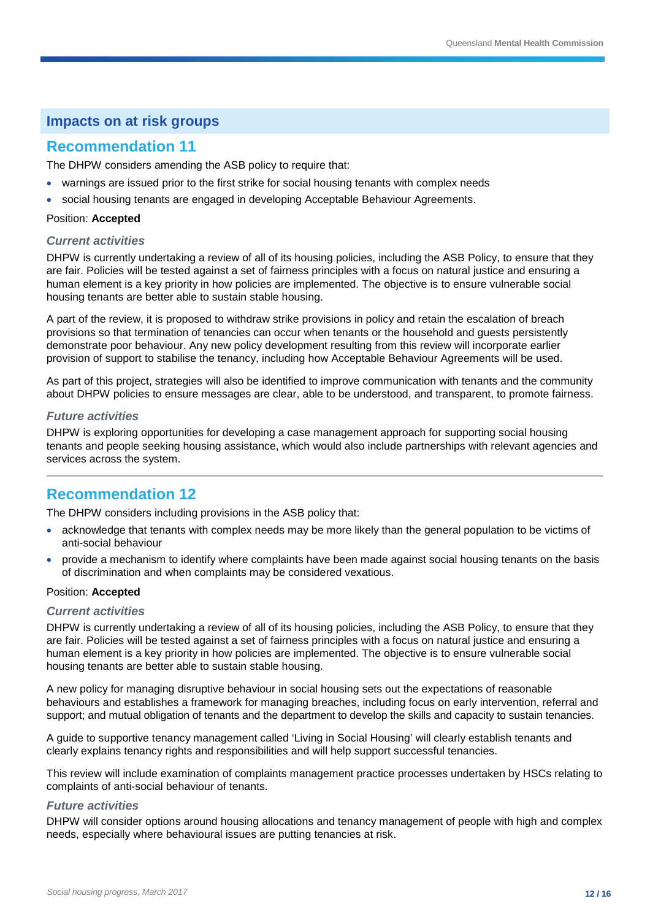## Impacts on at risk groups

## Recommendation 11

The DHPW considers amending the ASB policy to require that:

- warnings are issued prior to the first strike for social housing tenants with complex needs
- social housing tenants are engaged in developing Acceptable Behaviour Agreements.

Position: **Accepted**

### *Current activities*

DHPW is currently undertaking a review of all of its housing policies, including the ASB Policy, to ensure that they are fair. Policies will be tested against a set of fairness principles with a focus on natural justice and ensuring a human element is a key priority in how policies are implemented. The objective is to ensure vulnerable social housing tenants are better able to sustain stable housing.

A part of the review, it is proposed to withdraw strike provisions in policy and retain the escalation of breach provisions so that termination of tenancies can occur when tenants or the household and guests persistently demonstrate poor behaviour. Any new policy development resulting from this review will incorporate earlier provision of support to stabilise the tenancy, including how Acceptable Behaviour Agreements will be used.

As part of this project, strategies will also be identified to improve communication with tenants and the community about DHPW policies to ensure messages are clear, able to be understood, and transparent, to promote fairness.

### *Future activities*

DHPW is exploring opportunities for developing a case management approach for supporting social housing tenants and people seeking housing assistance, which would also include partnerships with relevant agencies and services across the system.

---

## Recommendation 12

The DHPW considers including provisions in the ASB policy that:

- acknowledge that tenants with complex needs may be more likely than the general population to be victims of anti-social behaviour
- provide a mechanism to identify where complaints have been made against social housing tenants on the basis of discrimination and when complaints may be considered vexatious.

Position: **Accepted**

### *Current activities*

DHPW is currently undertaking a review of all of its housing policies, including the ASB Policy, to ensure that they are fair. Policies will be tested against a set of fairness principles with a focus on natural justice and ensuring a human element is a key priority in how policies are implemented. The objective is to ensure vulnerable social housing tenants are better able to sustain stable housing.

A new policy for managing disruptive behaviour in social housing sets out the expectations of reasonable behaviours and establishes a framework for managing breaches, including focus on early intervention, referral and support; and mutual obligation of tenants and the department to develop the skills and capacity to sustain tenancies.

A guide to supportive tenancy management called 'Living in Social Housing' will clearly establish tenants and clearly explains tenancy rights and responsibilities and will help support successful tenancies.

This review will include examination of complaints management practice processes undertaken by HSCs relating to complaints of anti-social behaviour of tenants.

### *Future activities*

DHPW will consider options around housing allocations and tenancy management of people with high and complex needs, especially where behavioural issues are putting tenancies at risk.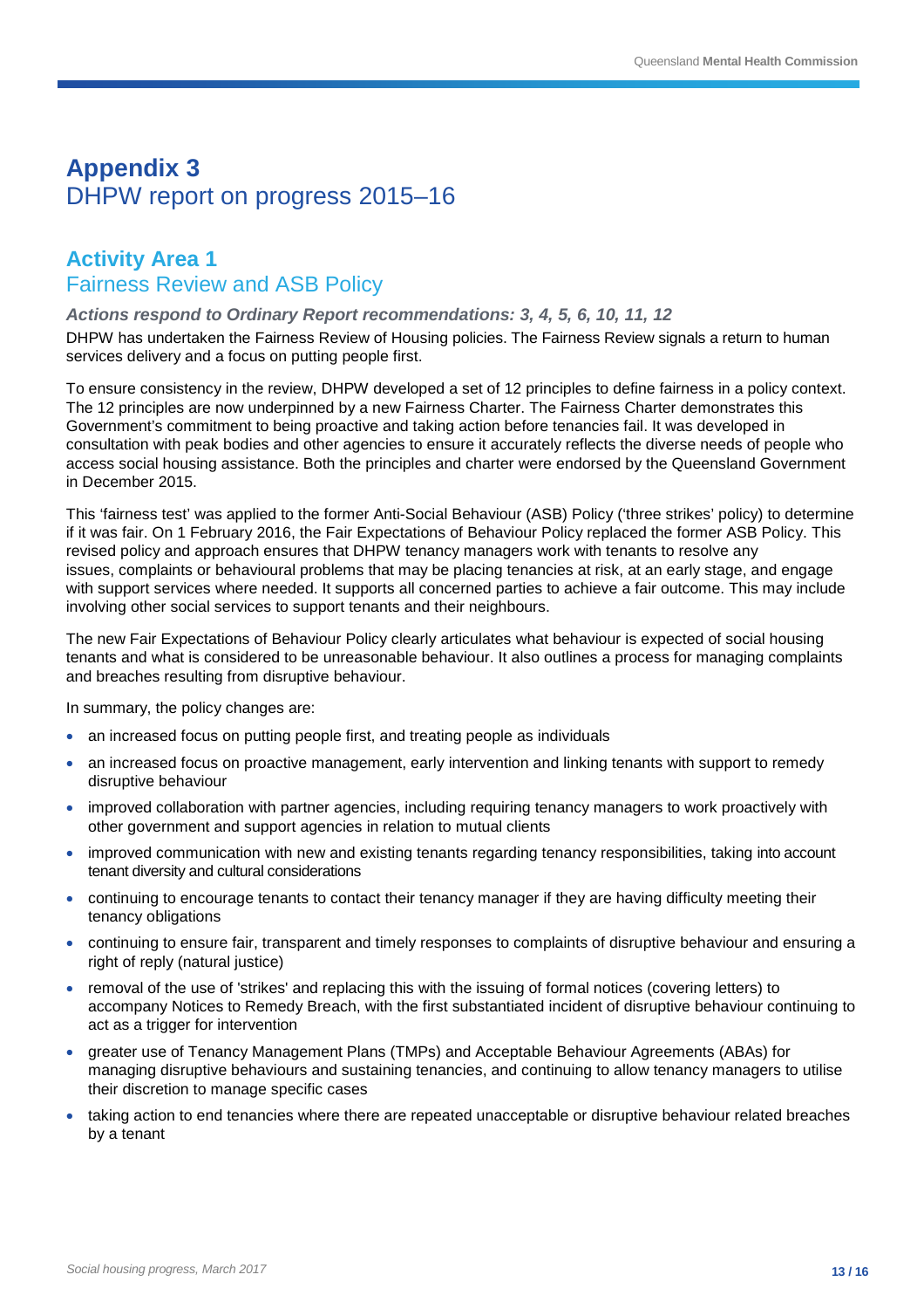# Appendix 3
DHPW report on progress 2015–16

## Activity Area 1
Fairness Review and ASB Policy

### *Actions respond to Ordinary Report recommendations: 3, 4, 5, 6, 10, 11, 12*

DHPW has undertaken the Fairness Review of Housing policies. The Fairness Review signals a return to human services delivery and a focus on putting people first.

To ensure consistency in the review, DHPW developed a set of 12 principles to define fairness in a policy context. The 12 principles are now underpinned by a new Fairness Charter. The Fairness Charter demonstrates this Government's commitment to being proactive and taking action before tenancies fail. It was developed in consultation with peak bodies and other agencies to ensure it accurately reflects the diverse needs of people who access social housing assistance. Both the principles and charter were endorsed by the Queensland Government in December 2015.

This 'fairness test' was applied to the former Anti-Social Behaviour (ASB) Policy ('three strikes' policy) to determine if it was fair. On 1 February 2016, the Fair Expectations of Behaviour Policy replaced the former ASB Policy. This revised policy and approach ensures that DHPW tenancy managers work with tenants to resolve any issues, complaints or behavioural problems that may be placing tenancies at risk, at an early stage, and engage with support services where needed. It supports all concerned parties to achieve a fair outcome. This may include involving other social services to support tenants and their neighbours.

The new Fair Expectations of Behaviour Policy clearly articulates what behaviour is expected of social housing tenants and what is considered to be unreasonable behaviour. It also outlines a process for managing complaints and breaches resulting from disruptive behaviour.

In summary, the policy changes are:

- an increased focus on putting people first, and treating people as individuals
- an increased focus on proactive management, early intervention and linking tenants with support to remedy disruptive behaviour
- improved collaboration with partner agencies, including requiring tenancy managers to work proactively with other government and support agencies in relation to mutual clients
- improved communication with new and existing tenants regarding tenancy responsibilities, taking into account tenant diversity and cultural considerations
- continuing to encourage tenants to contact their tenancy manager if they are having difficulty meeting their tenancy obligations
- continuing to ensure fair, transparent and timely responses to complaints of disruptive behaviour and ensuring a right of reply (natural justice)
- removal of the use of 'strikes' and replacing this with the issuing of formal notices (covering letters) to accompany Notices to Remedy Breach, with the first substantiated incident of disruptive behaviour continuing to act as a trigger for intervention
- greater use of Tenancy Management Plans (TMPs) and Acceptable Behaviour Agreements (ABAs) for managing disruptive behaviours and sustaining tenancies, and continuing to allow tenancy managers to utilise their discretion to manage specific cases
- taking action to end tenancies where there are repeated unacceptable or disruptive behaviour related breaches by a tenant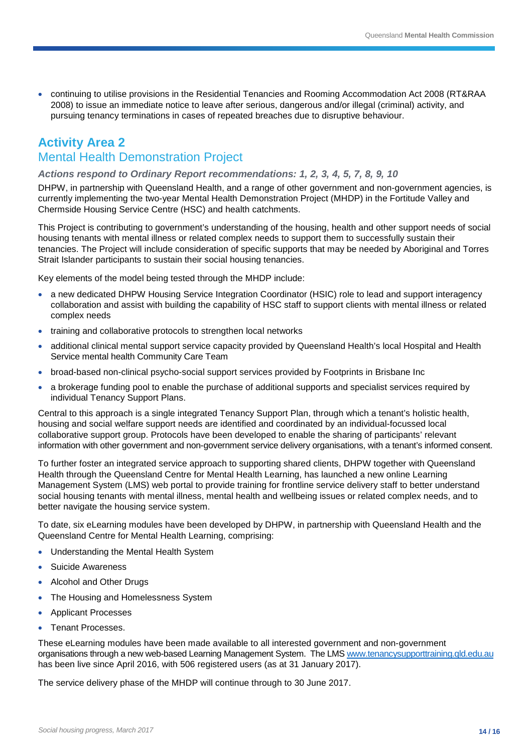- continuing to utilise provisions in the Residential Tenancies and Rooming Accommodation Act 2008 (RT&RAA 2008) to issue an immediate notice to leave after serious, dangerous and/or illegal (criminal) activity, and pursuing tenancy terminations in cases of repeated breaches due to disruptive behaviour.

## Activity Area 2
## Mental Health Demonstration Project

### *Actions respond to Ordinary Report recommendations: 1, 2, 3, 4, 5, 7, 8, 9, 10*

DHPW, in partnership with Queensland Health, and a range of other government and non-government agencies, is currently implementing the two-year Mental Health Demonstration Project (MHDP) in the Fortitude Valley and Chermside Housing Service Centre (HSC) and health catchments.

This Project is contributing to government's understanding of the housing, health and other support needs of social housing tenants with mental illness or related complex needs to support them to successfully sustain their tenancies. The Project will include consideration of specific supports that may be needed by Aboriginal and Torres Strait Islander participants to sustain their social housing tenancies.

Key elements of the model being tested through the MHDP include:

- a new dedicated DHPW Housing Service Integration Coordinator (HSIC) role to lead and support interagency collaboration and assist with building the capability of HSC staff to support clients with mental illness or related complex needs
- training and collaborative protocols to strengthen local networks
- additional clinical mental support service capacity provided by Queensland Health's local Hospital and Health Service mental health Community Care Team
- broad-based non-clinical psycho-social support services provided by Footprints in Brisbane Inc
- a brokerage funding pool to enable the purchase of additional supports and specialist services required by individual Tenancy Support Plans.

Central to this approach is a single integrated Tenancy Support Plan, through which a tenant's holistic health, housing and social welfare support needs are identified and coordinated by an individual-focussed local collaborative support group. Protocols have been developed to enable the sharing of participants' relevant information with other government and non-government service delivery organisations, with a tenant's informed consent.

To further foster an integrated service approach to supporting shared clients, DHPW together with Queensland Health through the Queensland Centre for Mental Health Learning, has launched a new online Learning Management System (LMS) web portal to provide training for frontline service delivery staff to better understand social housing tenants with mental illness, mental health and wellbeing issues or related complex needs, and to better navigate the housing service system.

To date, six eLearning modules have been developed by DHPW, in partnership with Queensland Health and the Queensland Centre for Mental Health Learning, comprising:

- Understanding the Mental Health System
- Suicide Awareness
- Alcohol and Other Drugs
- The Housing and Homelessness System
- Applicant Processes
- Tenant Processes.

These eLearning modules have been made available to all interested government and non-government organisations through a new web-based Learning Management System. The LMS www.tenancysupporttraining.qld.edu.au has been live since April 2016, with 506 registered users (as at 31 January 2017).

The service delivery phase of the MHDP will continue through to 30 June 2017.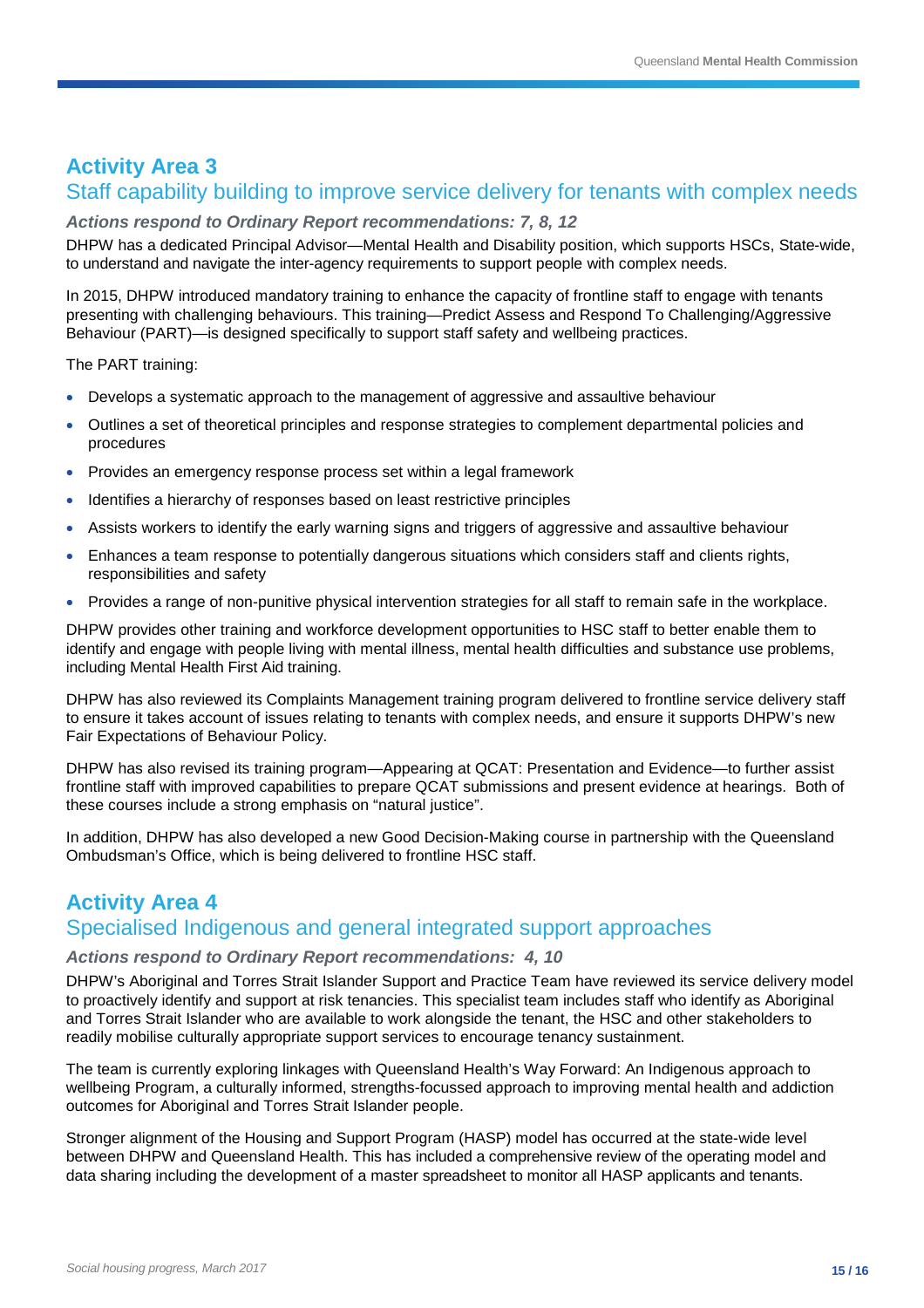## Activity Area 3

### Staff capability building to improve service delivery for tenants with complex needs

***Actions respond to Ordinary Report recommendations: 7, 8, 12***

DHPW has a dedicated Principal Advisor—Mental Health and Disability position, which supports HSCs, State-wide, to understand and navigate the inter-agency requirements to support people with complex needs.

In 2015, DHPW introduced mandatory training to enhance the capacity of frontline staff to engage with tenants presenting with challenging behaviours. This training—Predict Assess and Respond To Challenging/Aggressive Behaviour (PART)—is designed specifically to support staff safety and wellbeing practices.

The PART training:

- Develops a systematic approach to the management of aggressive and assaultive behaviour
- Outlines a set of theoretical principles and response strategies to complement departmental policies and procedures
- Provides an emergency response process set within a legal framework
- Identifies a hierarchy of responses based on least restrictive principles
- Assists workers to identify the early warning signs and triggers of aggressive and assaultive behaviour
- Enhances a team response to potentially dangerous situations which considers staff and clients rights, responsibilities and safety
- Provides a range of non-punitive physical intervention strategies for all staff to remain safe in the workplace.

DHPW provides other training and workforce development opportunities to HSC staff to better enable them to identify and engage with people living with mental illness, mental health difficulties and substance use problems, including Mental Health First Aid training.

DHPW has also reviewed its Complaints Management training program delivered to frontline service delivery staff to ensure it takes account of issues relating to tenants with complex needs, and ensure it supports DHPW's new Fair Expectations of Behaviour Policy.

DHPW has also revised its training program—Appearing at QCAT: Presentation and Evidence—to further assist frontline staff with improved capabilities to prepare QCAT submissions and present evidence at hearings. Both of these courses include a strong emphasis on "natural justice".

In addition, DHPW has also developed a new Good Decision-Making course in partnership with the Queensland Ombudsman's Office, which is being delivered to frontline HSC staff.

## Activity Area 4

### Specialised Indigenous and general integrated support approaches

***Actions respond to Ordinary Report recommendations: 4, 10***

DHPW's Aboriginal and Torres Strait Islander Support and Practice Team have reviewed its service delivery model to proactively identify and support at risk tenancies. This specialist team includes staff who identify as Aboriginal and Torres Strait Islander who are available to work alongside the tenant, the HSC and other stakeholders to readily mobilise culturally appropriate support services to encourage tenancy sustainment.

The team is currently exploring linkages with Queensland Health's Way Forward: An Indigenous approach to wellbeing Program, a culturally informed, strengths-focussed approach to improving mental health and addiction outcomes for Aboriginal and Torres Strait Islander people.

Stronger alignment of the Housing and Support Program (HASP) model has occurred at the state-wide level between DHPW and Queensland Health. This has included a comprehensive review of the operating model and data sharing including the development of a master spreadsheet to monitor all HASP applicants and tenants.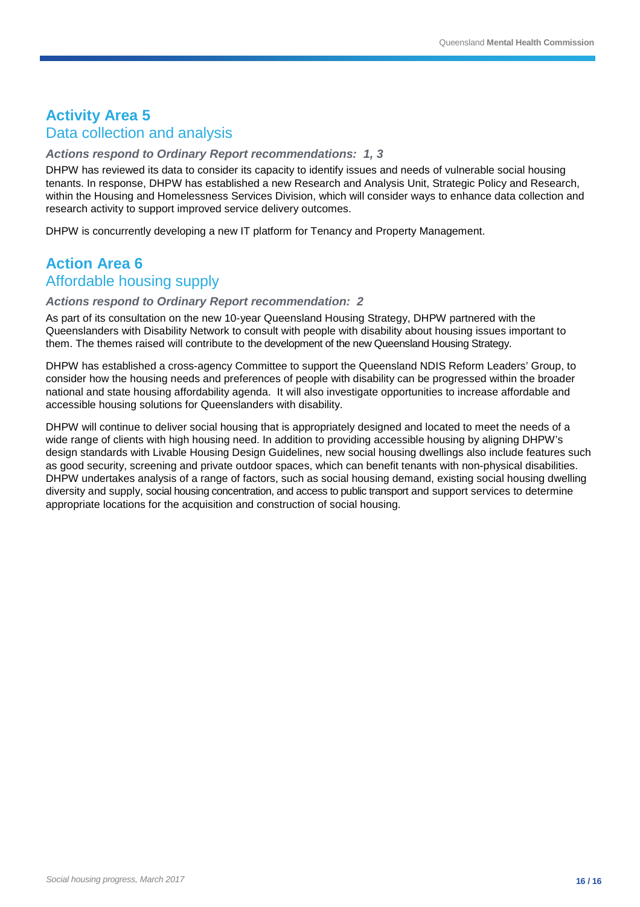## Activity Area 5
### Data collection and analysis

***Actions respond to Ordinary Report recommendations: 1, 3***

DHPW has reviewed its data to consider its capacity to identify issues and needs of vulnerable social housing tenants. In response, DHPW has established a new Research and Analysis Unit, Strategic Policy and Research, within the Housing and Homelessness Services Division, which will consider ways to enhance data collection and research activity to support improved service delivery outcomes.

DHPW is concurrently developing a new IT platform for Tenancy and Property Management.

## Action Area 6
### Affordable housing supply

***Actions respond to Ordinary Report recommendation: 2***

As part of its consultation on the new 10-year Queensland Housing Strategy, DHPW partnered with the Queenslanders with Disability Network to consult with people with disability about housing issues important to them. The themes raised will contribute to the development of the new Queensland Housing Strategy.

DHPW has established a cross-agency Committee to support the Queensland NDIS Reform Leaders' Group, to consider how the housing needs and preferences of people with disability can be progressed within the broader national and state housing affordability agenda. It will also investigate opportunities to increase affordable and accessible housing solutions for Queenslanders with disability.

DHPW will continue to deliver social housing that is appropriately designed and located to meet the needs of a wide range of clients with high housing need. In addition to providing accessible housing by aligning DHPW's design standards with Livable Housing Design Guidelines, new social housing dwellings also include features such as good security, screening and private outdoor spaces, which can benefit tenants with non-physical disabilities. DHPW undertakes analysis of a range of factors, such as social housing demand, existing social housing dwelling diversity and supply, social housing concentration, and access to public transport and support services to determine appropriate locations for the acquisition and construction of social housing.